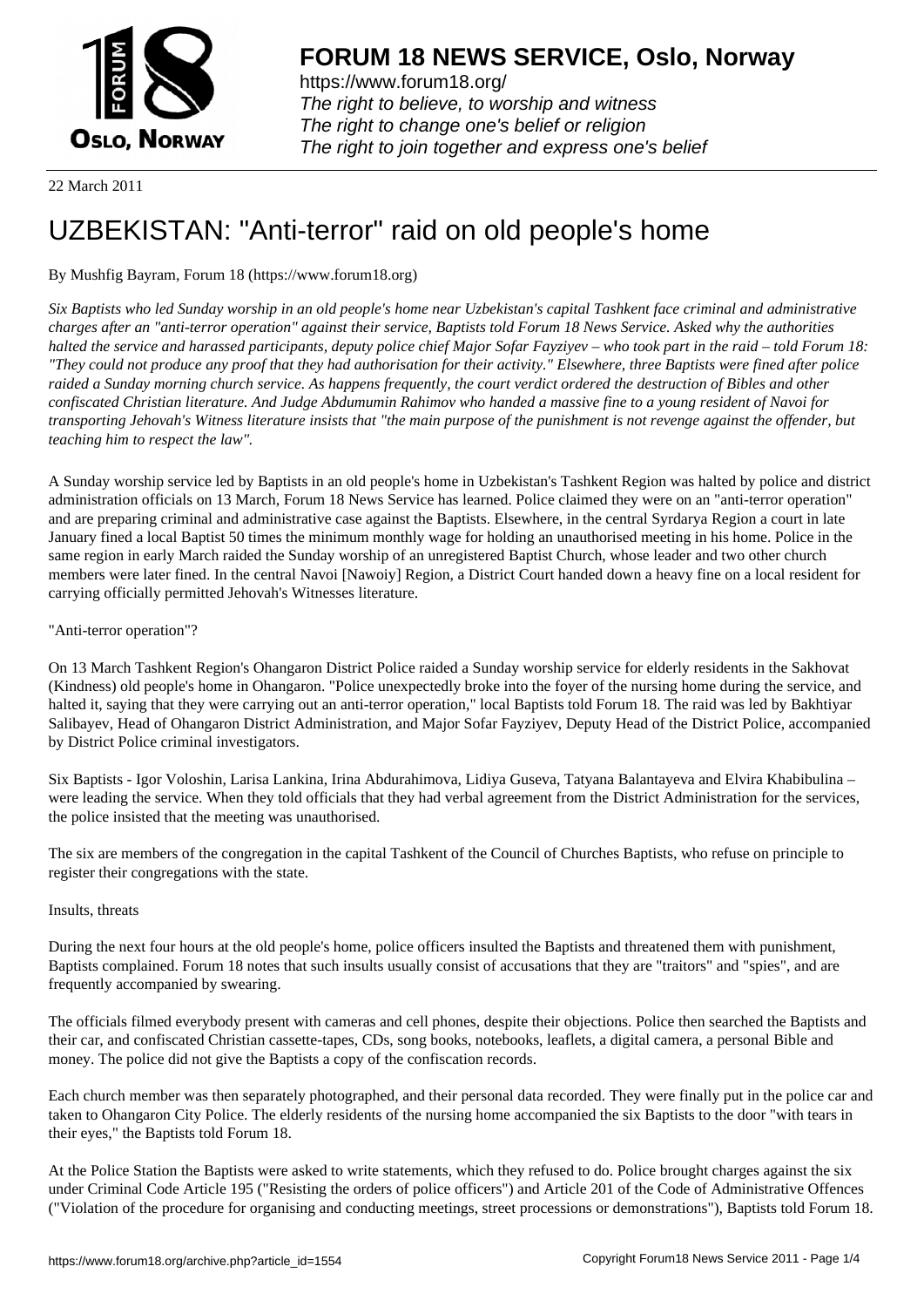**FORUM 18 NEWS SERVICE, Oslo, Norway**

https://www.forum18.org/
*The right to believe, to worship and witness*
*The right to change one's belief or religion*
*The right to join together and express one's belief*

22 March 2011

# UZBEKISTAN: "Anti-terror" raid on old people's home

By Mushfig Bayram, Forum 18 (https://www.forum18.org)

*Six Baptists who led Sunday worship in an old people's home near Uzbekistan's capital Tashkent face criminal and administrative charges after an "anti-terror operation" against their service, Baptists told Forum 18 News Service. Asked why the authorities halted the service and harassed participants, deputy police chief Major Sofar Fayziyev – who took part in the raid – told Forum 18: "They could not produce any proof that they had authorisation for their activity." Elsewhere, three Baptists were fined after police raided a Sunday morning church service. As happens frequently, the court verdict ordered the destruction of Bibles and other confiscated Christian literature. And Judge Abdumumin Rahimov who handed a massive fine to a young resident of Navoi for transporting Jehovah's Witness literature insists that "the main purpose of the punishment is not revenge against the offender, but teaching him to respect the law".*

A Sunday worship service led by Baptists in an old people's home in Uzbekistan's Tashkent Region was halted by police and district administration officials on 13 March, Forum 18 News Service has learned. Police claimed they were on an "anti-terror operation" and are preparing criminal and administrative case against the Baptists. Elsewhere, in the central Syrdarya Region a court in late January fined a local Baptist 50 times the minimum monthly wage for holding an unauthorised meeting in his home. Police in the same region in early March raided the Sunday worship of an unregistered Baptist Church, whose leader and two other church members were later fined. In the central Navoi [Nawoiy] Region, a District Court handed down a heavy fine on a local resident for carrying officially permitted Jehovah's Witnesses literature.

"Anti-terror operation"?

On 13 March Tashkent Region's Ohangaron District Police raided a Sunday worship service for elderly residents in the Sakhovat (Kindness) old people's home in Ohangaron. "Police unexpectedly broke into the foyer of the nursing home during the service, and halted it, saying that they were carrying out an anti-terror operation," local Baptists told Forum 18. The raid was led by Bakhtiyar Salibayev, Head of Ohangaron District Administration, and Major Sofar Fayziyev, Deputy Head of the District Police, accompanied by District Police criminal investigators.

Six Baptists - Igor Voloshin, Larisa Lankina, Irina Abdurahimova, Lidiya Guseva, Tatyana Balantayeva and Elvira Khabibulina – were leading the service. When they told officials that they had verbal agreement from the District Administration for the services, the police insisted that the meeting was unauthorised.

The six are members of the congregation in the capital Tashkent of the Council of Churches Baptists, who refuse on principle to register their congregations with the state.

Insults, threats

During the next four hours at the old people's home, police officers insulted the Baptists and threatened them with punishment, Baptists complained. Forum 18 notes that such insults usually consist of accusations that they are "traitors" and "spies", and are frequently accompanied by swearing.

The officials filmed everybody present with cameras and cell phones, despite their objections. Police then searched the Baptists and their car, and confiscated Christian cassette-tapes, CDs, song books, notebooks, leaflets, a digital camera, a personal Bible and money. The police did not give the Baptists a copy of the confiscation records.

Each church member was then separately photographed, and their personal data recorded. They were finally put in the police car and taken to Ohangaron City Police. The elderly residents of the nursing home accompanied the six Baptists to the door "with tears in their eyes," the Baptists told Forum 18.

At the Police Station the Baptists were asked to write statements, which they refused to do. Police brought charges against the six under Criminal Code Article 195 ("Resisting the orders of police officers") and Article 201 of the Code of Administrative Offences ("Violation of the procedure for organising and conducting meetings, street processions or demonstrations"), Baptists told Forum 18.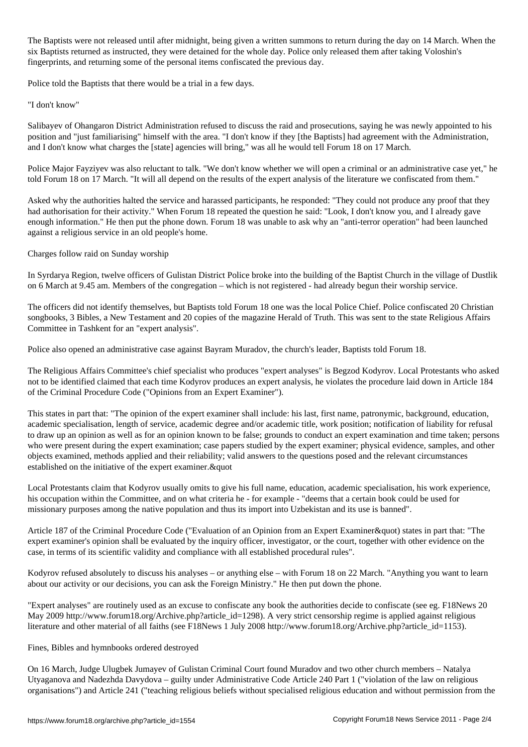The Baptists were not released until after midnight, being given a written summons to return during the day on 14 March. When the six Baptists returned as instructed, they were detained for the whole day. Police only released them after taking Voloshin's fingerprints, and returning some of the personal items confiscated the previous day.

Police told the Baptists that there would be a trial in a few days.

"I don't know"

Salibayev of Ohangaron District Administration refused to discuss the raid and prosecutions, saying he was newly appointed to his position and "just familiarising" himself with the area. "I don't know if they [the Baptists] had agreement with the Administration, and I don't know what charges the [state] agencies will bring," was all he would tell Forum 18 on 17 March.

Police Major Fayziyev was also reluctant to talk. "We don't know whether we will open a criminal or an administrative case yet," he told Forum 18 on 17 March. "It will all depend on the results of the expert analysis of the literature we confiscated from them."

Asked why the authorities halted the service and harassed participants, he responded: "They could not produce any proof that they had authorisation for their activity." When Forum 18 repeated the question he said: "Look, I don't know you, and I already gave enough information." He then put the phone down. Forum 18 was unable to ask why an "anti-terror operation" had been launched against a religious service in an old people's home.

Charges follow raid on Sunday worship

In Syrdarya Region, twelve officers of Gulistan District Police broke into the building of the Baptist Church in the village of Dustlik on 6 March at 9.45 am. Members of the congregation – which is not registered - had already begun their worship service.

The officers did not identify themselves, but Baptists told Forum 18 one was the local Police Chief. Police confiscated 20 Christian songbooks, 3 Bibles, a New Testament and 20 copies of the magazine Herald of Truth. This was sent to the state Religious Affairs Committee in Tashkent for an "expert analysis".

Police also opened an administrative case against Bayram Muradov, the church's leader, Baptists told Forum 18.

The Religious Affairs Committee's chief specialist who produces "expert analyses" is Begzod Kodyrov. Local Protestants who asked not to be identified claimed that each time Kodyrov produces an expert analysis, he violates the procedure laid down in Article 184 of the Criminal Procedure Code ("Opinions from an Expert Examiner").

This states in part that: "The opinion of the expert examiner shall include: his last, first name, patronymic, background, education, academic specialisation, length of service, academic degree and/or academic title, work position; notification of liability for refusal to draw up an opinion as well as for an opinion known to be false; grounds to conduct an expert examination and time taken; persons who were present during the expert examination; case papers studied by the expert examiner; physical evidence, samples, and other objects examined, methods applied and their reliability; valid answers to the questions posed and the relevant circumstances established on the initiative of the expert examiner.&quot

Local Protestants claim that Kodyrov usually omits to give his full name, education, academic specialisation, his work experience, his occupation within the Committee, and on what criteria he - for example - "deems that a certain book could be used for missionary purposes among the native population and thus its import into Uzbekistan and its use is banned".

Article 187 of the Criminal Procedure Code ("Evaluation of an Opinion from an Expert Examiner&quot) states in part that: "The expert examiner's opinion shall be evaluated by the inquiry officer, investigator, or the court, together with other evidence on the case, in terms of its scientific validity and compliance with all established procedural rules".

Kodyrov refused absolutely to discuss his analyses – or anything else – with Forum 18 on 22 March. "Anything you want to learn about our activity or our decisions, you can ask the Foreign Ministry." He then put down the phone.

"Expert analyses" are routinely used as an excuse to confiscate any book the authorities decide to confiscate (see eg. F18News 20 May 2009 http://www.forum18.org/Archive.php?article_id=1298). A very strict censorship regime is applied against religious literature and other material of all faiths (see F18News 1 July 2008 http://www.forum18.org/Archive.php?article_id=1153).

Fines, Bibles and hymnbooks ordered destroyed

On 16 March, Judge Ulugbek Jumayev of Gulistan Criminal Court found Muradov and two other church members – Natalya Utyaganova and Nadezhda Davydova – guilty under Administrative Code Article 240 Part 1 ("violation of the law on religious organisations") and Article 241 ("teaching religious beliefs without specialised religious education and without permission from the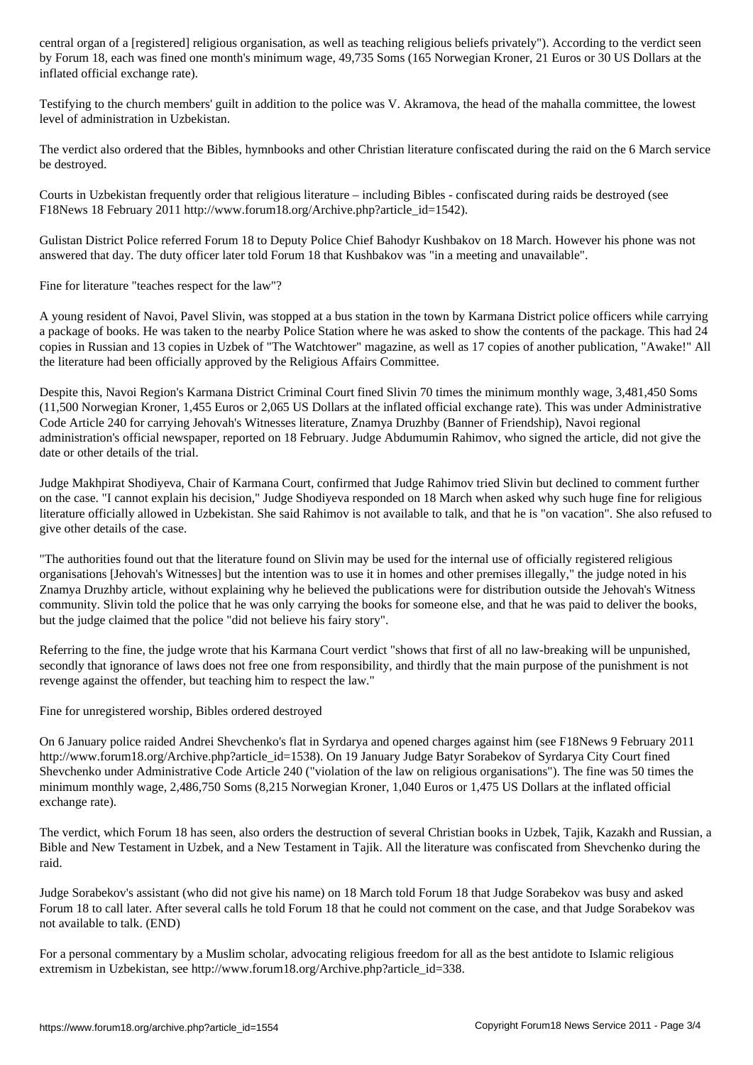central organ of a [registered] religious organisation, as well as teaching religious beliefs privately"). According to the verdict seen by Forum 18, each was fined one month's minimum wage, 49,735 Soms (165 Norwegian Kroner, 21 Euros or 30 US Dollars at the inflated official exchange rate).

Testifying to the church members' guilt in addition to the police was V. Akramova, the head of the mahalla committee, the lowest level of administration in Uzbekistan.

The verdict also ordered that the Bibles, hymnbooks and other Christian literature confiscated during the raid on the 6 March service be destroyed.

Courts in Uzbekistan frequently order that religious literature – including Bibles - confiscated during raids be destroyed (see F18News 18 February 2011 http://www.forum18.org/Archive.php?article_id=1542).

Gulistan District Police referred Forum 18 to Deputy Police Chief Bahodyr Kushbakov on 18 March. However his phone was not answered that day. The duty officer later told Forum 18 that Kushbakov was "in a meeting and unavailable".

## Fine for literature "teaches respect for the law"?

A young resident of Navoi, Pavel Slivin, was stopped at a bus station in the town by Karmana District police officers while carrying a package of books. He was taken to the nearby Police Station where he was asked to show the contents of the package. This had 24 copies in Russian and 13 copies in Uzbek of "The Watchtower" magazine, as well as 17 copies of another publication, "Awake!" All the literature had been officially approved by the Religious Affairs Committee.

Despite this, Navoi Region's Karmana District Criminal Court fined Slivin 70 times the minimum monthly wage, 3,481,450 Soms (11,500 Norwegian Kroner, 1,455 Euros or 2,065 US Dollars at the inflated official exchange rate). This was under Administrative Code Article 240 for carrying Jehovah's Witnesses literature, Znamya Druzhby (Banner of Friendship), Navoi regional administration's official newspaper, reported on 18 February. Judge Abdumumin Rahimov, who signed the article, did not give the date or other details of the trial.

Judge Makhpirat Shodiyeva, Chair of Karmana Court, confirmed that Judge Rahimov tried Slivin but declined to comment further on the case. "I cannot explain his decision," Judge Shodiyeva responded on 18 March when asked why such huge fine for religious literature officially allowed in Uzbekistan. She said Rahimov is not available to talk, and that he is "on vacation". She also refused to give other details of the case.

"The authorities found out that the literature found on Slivin may be used for the internal use of officially registered religious organisations [Jehovah's Witnesses] but the intention was to use it in homes and other premises illegally," the judge noted in his Znamya Druzhby article, without explaining why he believed the publications were for distribution outside the Jehovah's Witness community. Slivin told the police that he was only carrying the books for someone else, and that he was paid to deliver the books, but the judge claimed that the police "did not believe his fairy story".

Referring to the fine, the judge wrote that his Karmana Court verdict "shows that first of all no law-breaking will be unpunished, secondly that ignorance of laws does not free one from responsibility, and thirdly that the main purpose of the punishment is not revenge against the offender, but teaching him to respect the law."

## Fine for unregistered worship, Bibles ordered destroyed

On 6 January police raided Andrei Shevchenko's flat in Syrdarya and opened charges against him (see F18News 9 February 2011 http://www.forum18.org/Archive.php?article_id=1538). On 19 January Judge Batyr Sorabekov of Syrdarya City Court fined Shevchenko under Administrative Code Article 240 ("violation of the law on religious organisations"). The fine was 50 times the minimum monthly wage, 2,486,750 Soms (8,215 Norwegian Kroner, 1,040 Euros or 1,475 US Dollars at the inflated official exchange rate).

The verdict, which Forum 18 has seen, also orders the destruction of several Christian books in Uzbek, Tajik, Kazakh and Russian, a Bible and New Testament in Uzbek, and a New Testament in Tajik. All the literature was confiscated from Shevchenko during the raid.

Judge Sorabekov's assistant (who did not give his name) on 18 March told Forum 18 that Judge Sorabekov was busy and asked Forum 18 to call later. After several calls he told Forum 18 that he could not comment on the case, and that Judge Sorabekov was not available to talk. (END)

For a personal commentary by a Muslim scholar, advocating religious freedom for all as the best antidote to Islamic religious extremism in Uzbekistan, see http://www.forum18.org/Archive.php?article_id=338.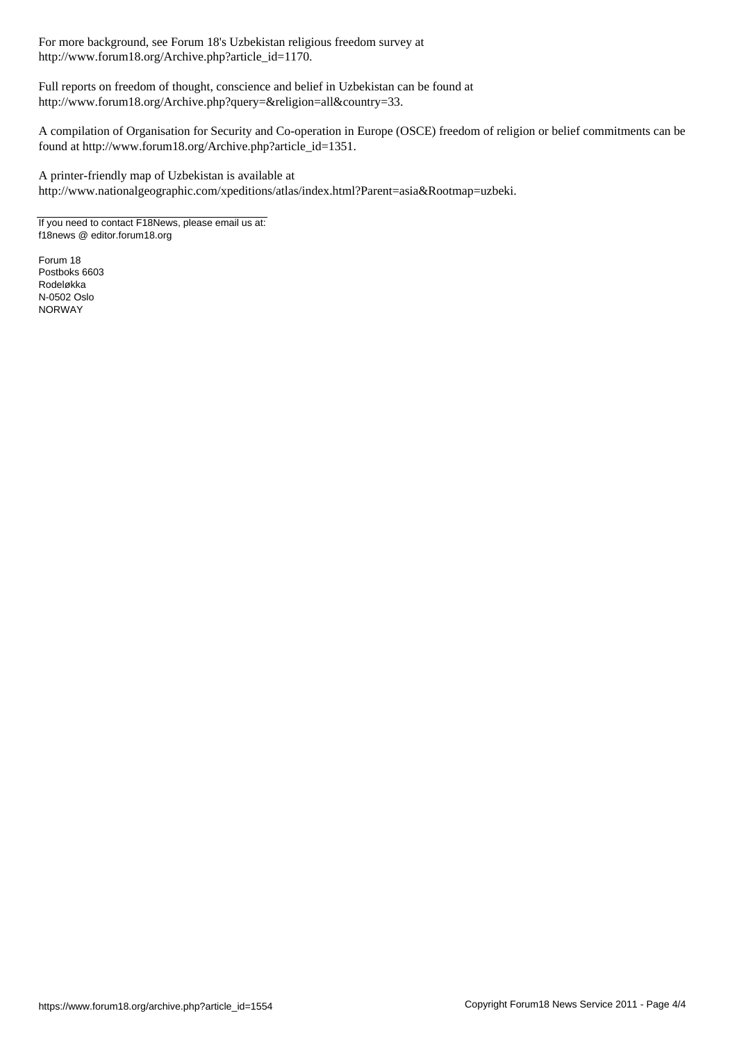For more background, see Forum 18's Uzbekistan religious freedom survey at http://www.forum18.org/Archive.php?article_id=1170.

Full reports on freedom of thought, conscience and belief in Uzbekistan can be found at http://www.forum18.org/Archive.php?query=&religion=all&country=33.

A compilation of Organisation for Security and Co-operation in Europe (OSCE) freedom of religion or belief commitments can be found at http://www.forum18.org/Archive.php?article_id=1351.

A printer-friendly map of Uzbekistan is available at http://www.nationalgeographic.com/xpeditions/atlas/index.html?Parent=asia&Rootmap=uzbeki.

---

If you need to contact F18News, please email us at:
f18news @ editor.forum18.org

Forum 18
Postboks 6603
Rodeløkka
N-0502 Oslo
NORWAY